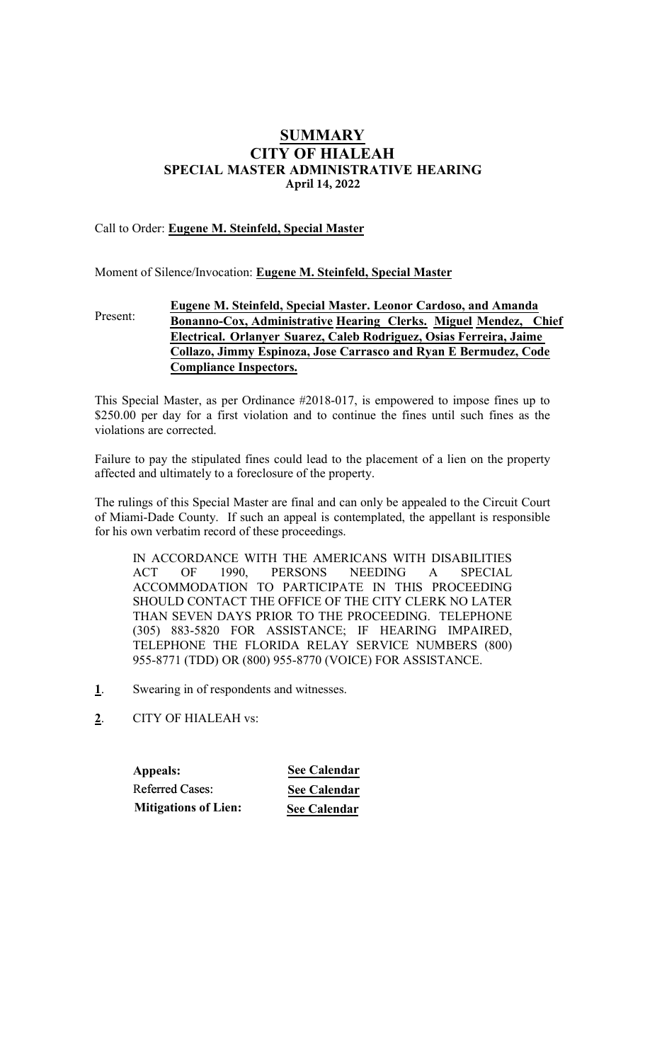# SUMMARY
# CITY OF HIALEAH
## SPECIAL MASTER ADMINISTRATIVE HEARING
### April 14, 2022

Call to Order: **Eugene M. Steinfeld, Special Master**

Moment of Silence/Invocation: **Eugene M. Steinfeld, Special Master**

Present: **Eugene M. Steinfeld, Special Master. Leonor Cardoso, and Amanda Bonanno-Cox, Administrative Hearing Clerks. Miguel Mendez, Chief Electrical. Orlanyer Suarez, Caleb Rodriguez, Osias Ferreira, Jaime Collazo, Jimmy Espinoza, Jose Carrasco and Ryan E Bermudez, Code Compliance Inspectors.**

This Special Master, as per Ordinance #2018-017, is empowered to impose fines up to $250.00 per day for a first violation and to continue the fines until such fines as the violations are corrected.

Failure to pay the stipulated fines could lead to the placement of a lien on the property affected and ultimately to a foreclosure of the property.

The rulings of this Special Master are final and can only be appealed to the Circuit Court of Miami-Dade County. If such an appeal is contemplated, the appellant is responsible for his own verbatim record of these proceedings.

> IN ACCORDANCE WITH THE AMERICANS WITH DISABILITIES ACT OF 1990, PERSONS NEEDING A SPECIAL ACCOMMODATION TO PARTICIPATE IN THIS PROCEEDING SHOULD CONTACT THE OFFICE OF THE CITY CLERK NO LATER THAN SEVEN DAYS PRIOR TO THE PROCEEDING. TELEPHONE (305) 883-5820 FOR ASSISTANCE; IF HEARING IMPAIRED, TELEPHONE THE FLORIDA RELAY SERVICE NUMBERS (800) 955-8771 (TDD) OR (800) 955-8770 (VOICE) FOR ASSISTANCE.

**1**. Swearing in of respondents and witnesses.

**2**. CITY OF HIALEAH vs:

| | |
|---|---|
| **Appeals:** | **See Calendar** |
| Referred Cases: | **See Calendar** |
| **Mitigations of Lien:** | **See Calendar** |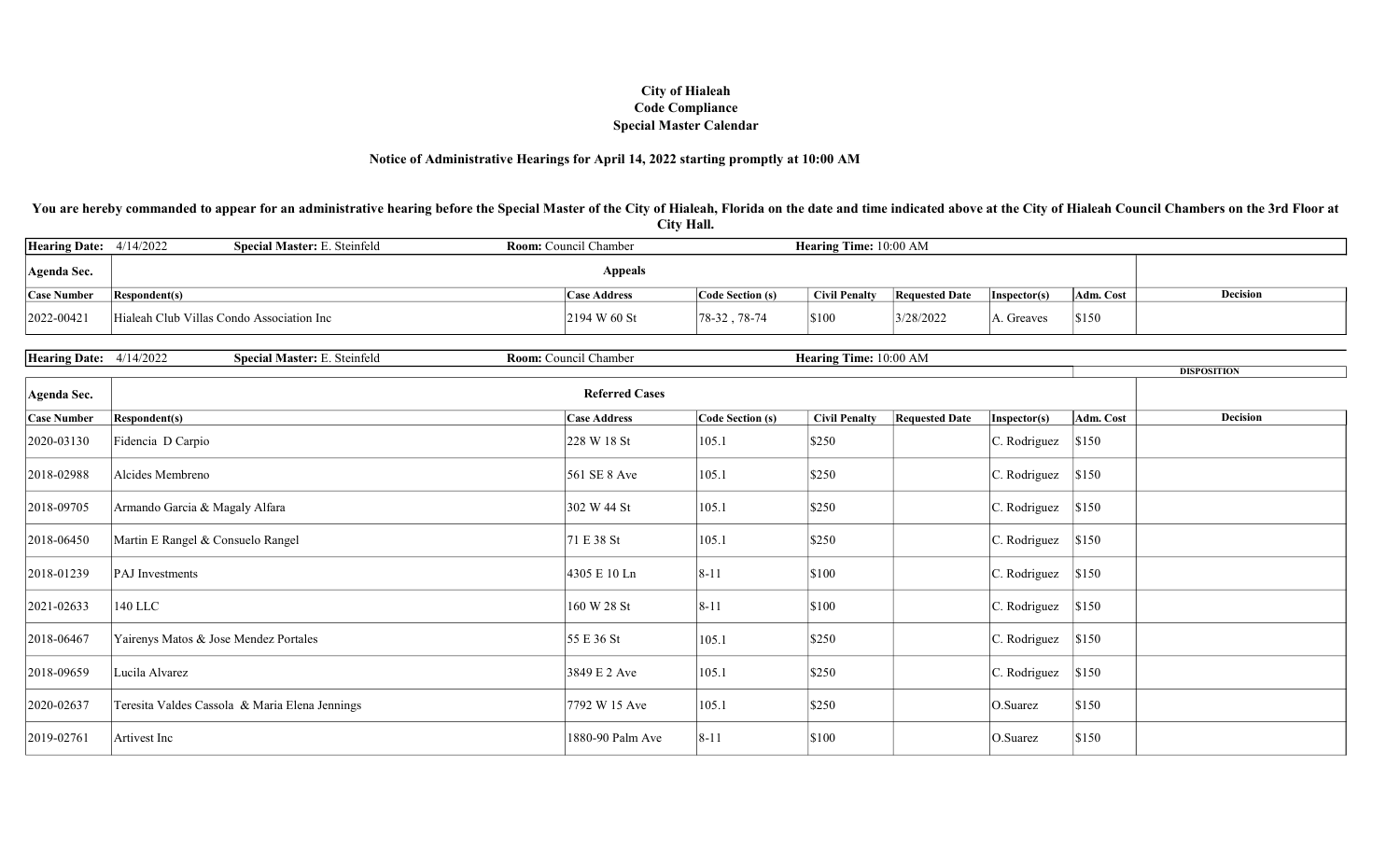**City of Hialeah**
**Code Compliance**
**Special Master Calendar**

**Notice of Administrative Hearings for April 14, 2022 starting promptly at 10:00 AM**

**You are hereby commanded to appear for an administrative hearing before the Special Master of the City of Hialeah, Florida on the date and time indicated above at the City of Hialeah Council Chambers on the 3rd Floor at City Hall.**

**Hearing Date:** 4/14/2022 **Special Master:** E. Steinfeld **Room:** Council Chamber **Hearing Time:** 10:00 AM

| Agenda Sec. | Appeals | | | | | | | |
|---|---|---|---|---|---|---|---|---|
| **Case Number** | **Respondent(s)** | **Case Address** | **Code Section (s)** | **Civil Penalty** | **Requested Date** | **Inspector(s)** | **Adm. Cost** | **Decision** |
| 2022-00421 | Hialeah Club Villas Condo Association Inc | 2194 W 60 St | 78-32 , 78-74 | $100 | 3/28/2022 | A. Greaves | $150 | |

**Hearing Date:** 4/14/2022 **Special Master:** E. Steinfeld **Room:** Council Chamber **Hearing Time:** 10:00 AM

| Agenda Sec. | Referred Cases | | | | | | | DISPOSITION |
|---|---|---|---|---|---|---|---|---|
| **Case Number** | **Respondent(s)** | **Case Address** | **Code Section (s)** | **Civil Penalty** | **Requested Date** | **Inspector(s)** | **Adm. Cost** | **Decision** |
| 2020-03130 | Fidencia D Carpio | 228 W 18 St | 105.1 | $250 | | C. Rodriguez | $150 | |
| 2018-02988 | Alcides Membreno | 561 SE 8 Ave | 105.1 | $250 | | C. Rodriguez | $150 | |
| 2018-09705 | Armando Garcia & Magaly Alfara | 302 W 44 St | 105.1 | $250 | | C. Rodriguez | $150 | |
| 2018-06450 | Martin E Rangel & Consuelo Rangel | 71 E 38 St | 105.1 | $250 | | C. Rodriguez | $150 | |
| 2018-01239 | PAJ Investments | 4305 E 10 Ln | 8-11 | $100 | | C. Rodriguez | $150 | |
| 2021-02633 | 140 LLC | 160 W 28 St | 8-11 | $100 | | C. Rodriguez | $150 | |
| 2018-06467 | Yairenys Matos & Jose Mendez Portales | 55 E 36 St | 105.1 | $250 | | C. Rodriguez | $150 | |
| 2018-09659 | Lucila Alvarez | 3849 E 2 Ave | 105.1 | $250 | | C. Rodriguez | $150 | |
| 2020-02637 | Teresita Valdes Cassola & Maria Elena Jennings | 7792 W 15 Ave | 105.1 | $250 | | O.Suarez | $150 | |
| 2019-02761 | Artivest Inc | 1880-90 Palm Ave | 8-11 | $100 | | O.Suarez | $150 | |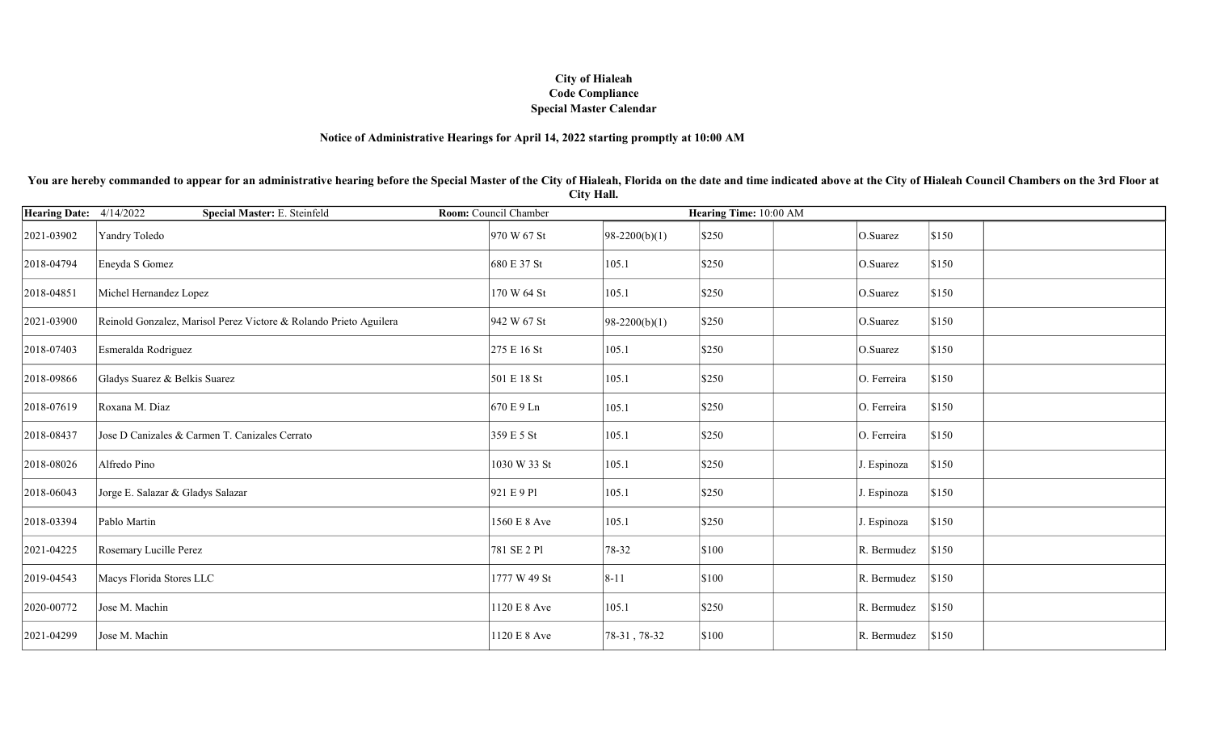**City of Hialeah**
**Code Compliance**
**Special Master Calendar**

**Notice of Administrative Hearings for April 14, 2022 starting promptly at 10:00 AM**

**You are hereby commanded to appear for an administrative hearing before the Special Master of the City of Hialeah, Florida on the date and time indicated above at the City of Hialeah Council Chambers on the 3rd Floor at City Hall.**

| **Hearing Date:** 4/14/2022 | **Special Master:** E. Steinfeld | **Room:** Council Chamber | | **Hearing Time:** 10:00 AM | | | | |
|---|---|---|---|---|---|---|---|---|
| 2021-03902 | Yandry Toledo | 970 W 67 St | 98-2200(b)(1) | $250 | | O.Suarez | $150 | |
| 2018-04794 | Eneyda S Gomez | 680 E 37 St | 105.1 | $250 | | O.Suarez | $150 | |
| 2018-04851 | Michel Hernandez Lopez | 170 W 64 St | 105.1 | $250 | | O.Suarez | $150 | |
| 2021-03900 | Reinold Gonzalez, Marisol Perez Victore & Rolando Prieto Aguilera | 942 W 67 St | 98-2200(b)(1) | $250 | | O.Suarez | $150 | |
| 2018-07403 | Esmeralda Rodriguez | 275 E 16 St | 105.1 | $250 | | O.Suarez | $150 | |
| 2018-09866 | Gladys Suarez & Belkis Suarez | 501 E 18 St | 105.1 | $250 | | O. Ferreira | $150 | |
| 2018-07619 | Roxana M. Diaz | 670 E 9 Ln | 105.1 | $250 | | O. Ferreira | $150 | |
| 2018-08437 | Jose D Canizales & Carmen T. Canizales Cerrato | 359 E 5 St | 105.1 | $250 | | O. Ferreira | $150 | |
| 2018-08026 | Alfredo Pino | 1030 W 33 St | 105.1 | $250 | | J. Espinoza | $150 | |
| 2018-06043 | Jorge E. Salazar & Gladys Salazar | 921 E 9 Pl | 105.1 | $250 | | J. Espinoza | $150 | |
| 2018-03394 | Pablo Martin | 1560 E 8 Ave | 105.1 | $250 | | J. Espinoza | $150 | |
| 2021-04225 | Rosemary Lucille Perez | 781 SE 2 Pl | 78-32 | $100 | | R. Bermudez | $150 | |
| 2019-04543 | Macys Florida Stores LLC | 1777 W 49 St | 8-11 | $100 | | R. Bermudez | $150 | |
| 2020-00772 | Jose M. Machin | 1120 E 8 Ave | 105.1 | $250 | | R. Bermudez | $150 | |
| 2021-04299 | Jose M. Machin | 1120 E 8 Ave | 78-31 , 78-32 | $100 | | R. Bermudez | $150 | |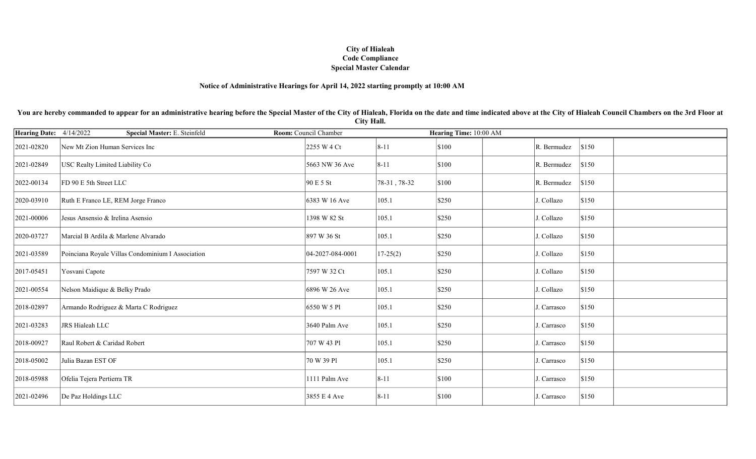**City of Hialeah**
**Code Compliance**
**Special Master Calendar**

**Notice of Administrative Hearings for April 14, 2022 starting promptly at 10:00 AM**

**You are hereby commanded to appear for an administrative hearing before the Special Master of the City of Hialeah, Florida on the date and time indicated above at the City of Hialeah Council Chambers on the 3rd Floor at City Hall.**

| **Hearing Date:** 4/14/2022 | **Special Master:** E. Steinfeld | **Room:** Council Chamber | | **Hearing Time:** 10:00 AM | | | | |
|---|---|---|---|---|---|---|---|---|
| 2021-02820 | New Mt Zion Human Services Inc | 2255 W 4 Ct | 8-11 | $100 | | R. Bermudez | $150 | |
| 2021-02849 | USC Realty Limited Liability Co | 5663 NW 36 Ave | 8-11 | $100 | | R. Bermudez | $150 | |
| 2022-00134 | FD 90 E 5th Street LLC | 90 E 5 St | 78-31 , 78-32 | $100 | | R. Bermudez | $150 | |
| 2020-03910 | Ruth E Franco LE, REM Jorge Franco | 6383 W 16 Ave | 105.1 | $250 | | J. Collazo | $150 | |
| 2021-00006 | Jesus Ansensio & Irelina Asensio | 1398 W 82 St | 105.1 | $250 | | J. Collazo | $150 | |
| 2020-03727 | Marcial B Ardila & Marlene Alvarado | 897 W 36 St | 105.1 | $250 | | J. Collazo | $150 | |
| 2021-03589 | Poinciana Royale Villas Condominium I Association | 04-2027-084-0001 | 17-25(2) | $250 | | J. Collazo | $150 | |
| 2017-05451 | Yosvani Capote | 7597 W 32 Ct | 105.1 | $250 | | J. Collazo | $150 | |
| 2021-00554 | Nelson Maidique & Belky Prado | 6896 W 26 Ave | 105.1 | $250 | | J. Collazo | $150 | |
| 2018-02897 | Armando Rodriguez & Marta C Rodriguez | 6550 W 5 Pl | 105.1 | $250 | | J. Carrasco | $150 | |
| 2021-03283 | JRS Hialeah LLC | 3640 Palm Ave | 105.1 | $250 | | J. Carrasco | $150 | |
| 2018-00927 | Raul Robert & Caridad Robert | 707 W 43 Pl | 105.1 | $250 | | J. Carrasco | $150 | |
| 2018-05002 | Julia Bazan EST OF | 70 W 39 Pl | 105.1 | $250 | | J. Carrasco | $150 | |
| 2018-05988 | Ofelia Tejera Pertierra TR | 1111 Palm Ave | 8-11 | $100 | | J. Carrasco | $150 | |
| 2021-02496 | De Paz Holdings LLC | 3855 E 4 Ave | 8-11 | $100 | | J. Carrasco | $150 | |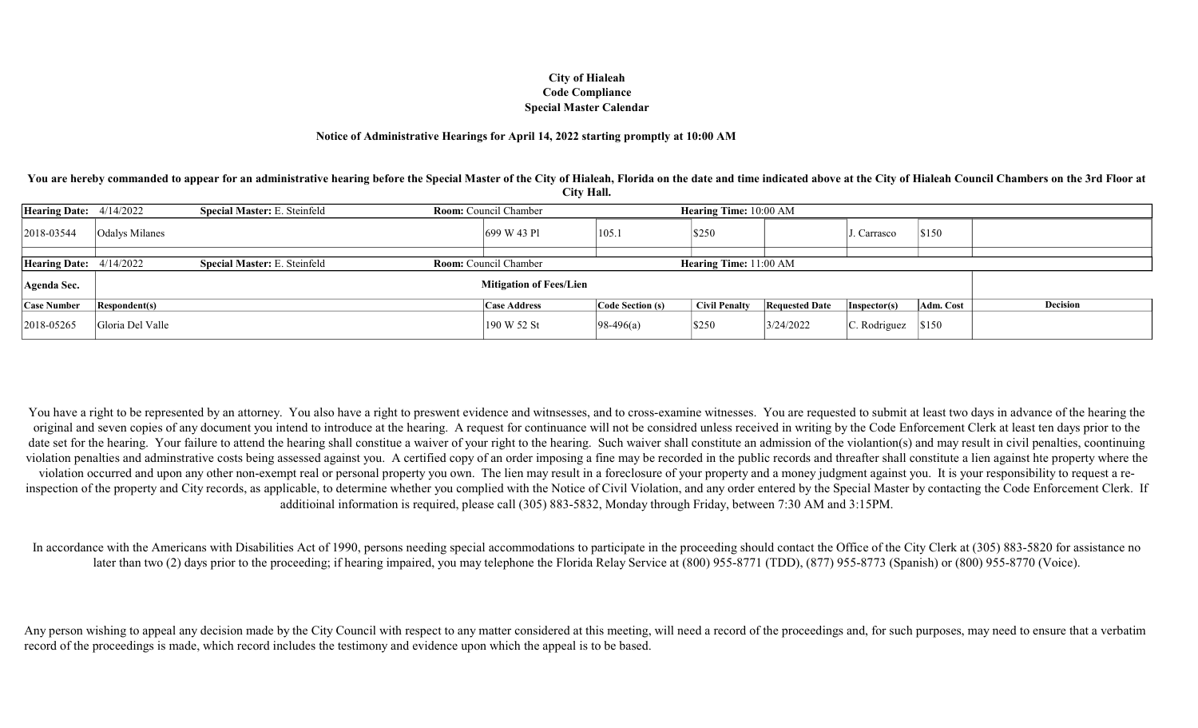**City of Hialeah**
**Code Compliance**
**Special Master Calendar**

**Notice of Administrative Hearings for April 14, 2022 starting promptly at 10:00 AM**

**You are hereby commanded to appear for an administrative hearing before the Special Master of the City of Hialeah, Florida on the date and time indicated above at the City of Hialeah Council Chambers on the 3rd Floor at City Hall.**

| | | | | | | | | |
|---|---|---|---|---|---|---|---|---|
| **Hearing Date:** 4/14/2022 | **Special Master:** E. Steinfeld | **Room:** Council Chamber | | **Hearing Time:** 10:00 AM | | | | |
| 2018-03544 | Odalys Milanes | 699 W 43 Pl | 105.1 | $250 | | J. Carrasco | $150 | |
| | | | | | | | | |
| **Hearing Date:** 4/14/2022 | **Special Master:** E. Steinfeld | **Room:** Council Chamber | | **Hearing Time:** 11:00 AM | | | | |
| **Agenda Sec.** | **Mitigation of Fees/Lien** | | | | | | | |
| **Case Number** | **Respondent(s)** | **Case Address** | **Code Section (s)** | **Civil Penalty** | **Requested Date** | **Inspector(s)** | **Adm. Cost** | **Decision** |
| 2018-05265 | Gloria Del Valle | 190 W 52 St | 98-496(a) | $250 | 3/24/2022 | C. Rodriguez | $150 | |

You have a right to be represented by an attorney. You also have a right to preswent evidence and witnsesses, and to cross-examine witnesses. You are requested to submit at least two days in advance of the hearing the original and seven copies of any document you intend to introduce at the hearing. A request for continuance will not be considred unless received in writing by the Code Enforcement Clerk at least ten days prior to the date set for the hearing. Your failure to attend the hearing shall constitue a waiver of your right to the hearing. Such waiver shall constitute an admission of the violantion(s) and may result in civil penalties, coontinuing violation penalties and adminstrative costs being assessed against you. A certified copy of an order imposing a fine may be recorded in the public records and threafter shall constitute a lien against hte property where the violation occurred and upon any other non-exempt real or personal property you own. The lien may result in a foreclosure of your property and a money judgment against you. It is your responsibility to request a re-inspection of the property and City records, as applicable, to determine whether you complied with the Notice of Civil Violation, and any order entered by the Special Master by contacting the Code Enforcement Clerk. If additioinal information is required, please call (305) 883-5832, Monday through Friday, between 7:30 AM and 3:15PM.

In accordance with the Americans with Disabilities Act of 1990, persons needing special accommodations to participate in the proceeding should contact the Office of the City Clerk at (305) 883-5820 for assistance no later than two (2) days prior to the proceeding; if hearing impaired, you may telephone the Florida Relay Service at (800) 955-8771 (TDD), (877) 955-8773 (Spanish) or (800) 955-8770 (Voice).

Any person wishing to appeal any decision made by the City Council with respect to any matter considered at this meeting, will need a record of the proceedings and, for such purposes, may need to ensure that a verbatim record of the proceedings is made, which record includes the testimony and evidence upon which the appeal is to be based.